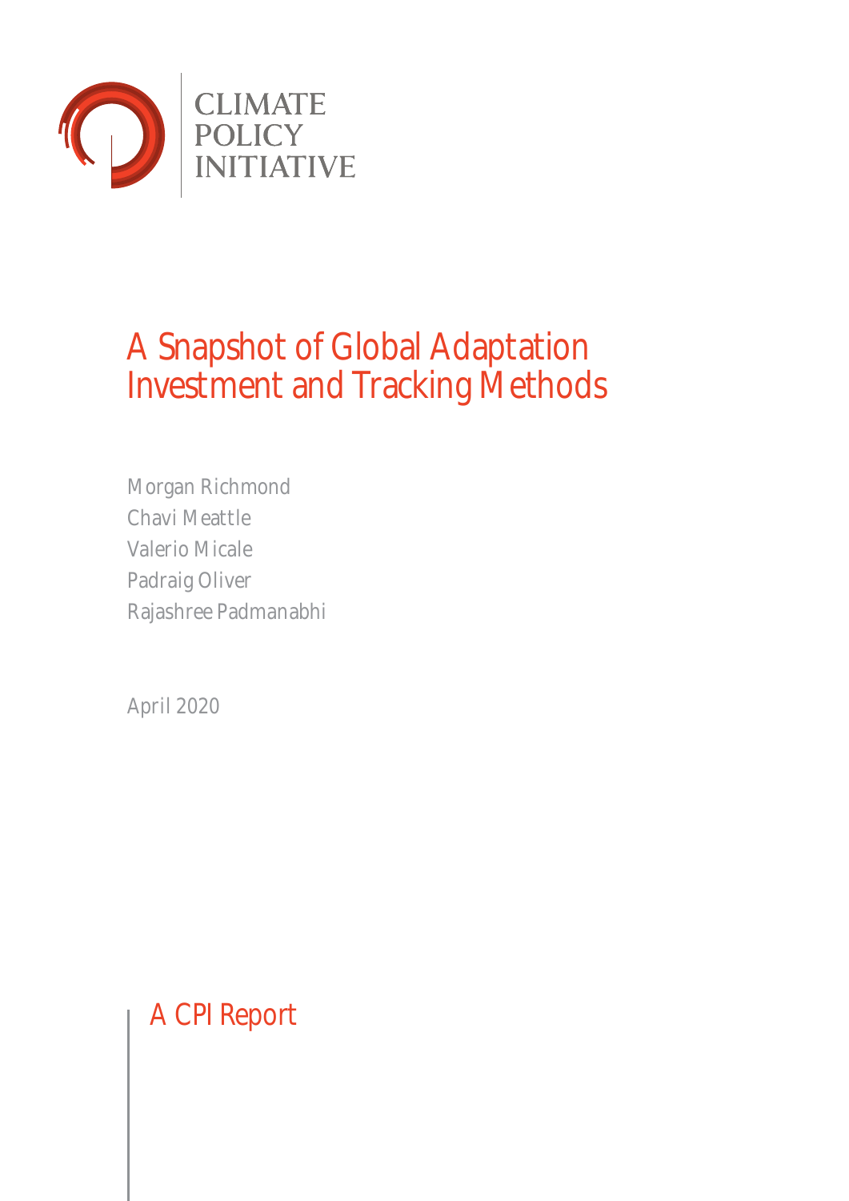CLIMATE POLICY INITIATIVE

# A Snapshot of Global Adaptation Investment and Tracking Methods

Morgan Richmond
Chavi Meattle
Valerio Micale
Padraig Oliver
Rajashree Padmanabhi

April 2020

A CPI Report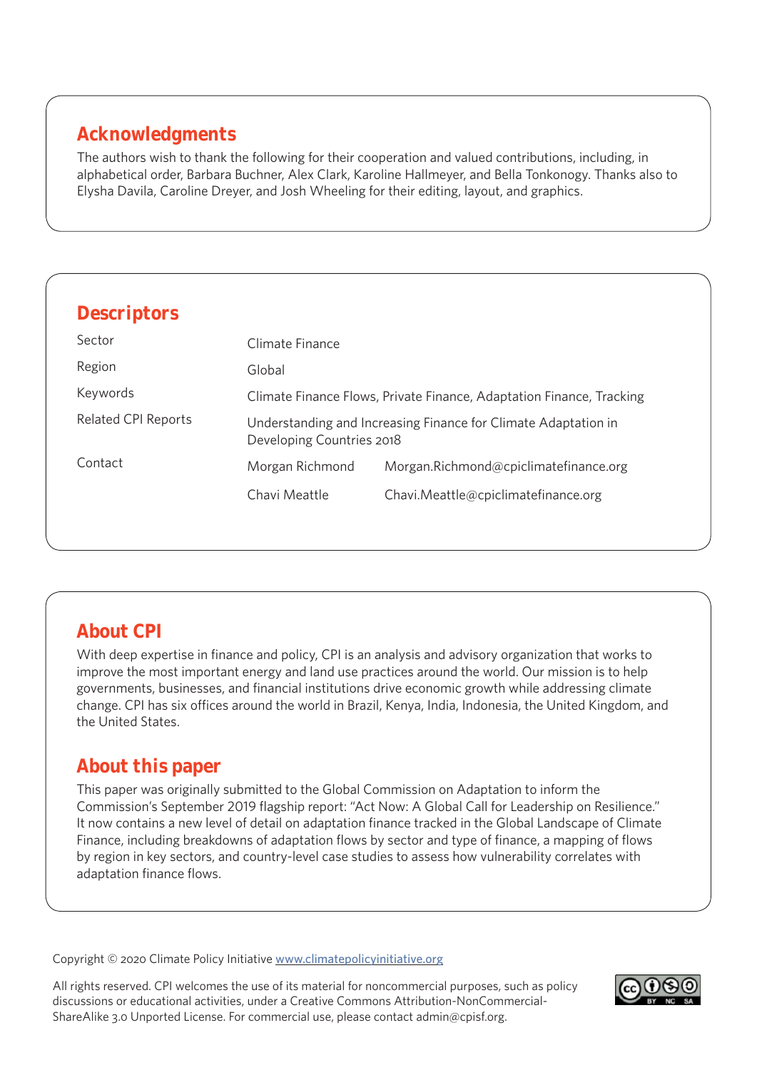## Acknowledgments

The authors wish to thank the following for their cooperation and valued contributions, including, in alphabetical order, Barbara Buchner, Alex Clark, Karoline Hallmeyer, and Bella Tonkonogy. Thanks also to Elysha Davila, Caroline Dreyer, and Josh Wheeling for their editing, layout, and graphics.

## Descriptors

| | | |
|---|---|---|
| Sector | Climate Finance | |
| Region | Global | |
| Keywords | Climate Finance Flows, Private Finance, Adaptation Finance, Tracking | |
| Related CPI Reports | Understanding and Increasing Finance for Climate Adaptation in Developing Countries 2018 | |
| Contact | Morgan Richmond | Morgan.Richmond@cpiclimatefinance.org |
| | Chavi Meattle | Chavi.Meattle@cpiclimatefinance.org |

## About CPI

With deep expertise in finance and policy, CPI is an analysis and advisory organization that works to improve the most important energy and land use practices around the world. Our mission is to help governments, businesses, and financial institutions drive economic growth while addressing climate change. CPI has six offices around the world in Brazil, Kenya, India, Indonesia, the United Kingdom, and the United States.

## About this paper

This paper was originally submitted to the Global Commission on Adaptation to inform the Commission's September 2019 flagship report: "Act Now: A Global Call for Leadership on Resilience." It now contains a new level of detail on adaptation finance tracked in the Global Landscape of Climate Finance, including breakdowns of adaptation flows by sector and type of finance, a mapping of flows by region in key sectors, and country-level case studies to assess how vulnerability correlates with adaptation finance flows.

Copyright © 2020 Climate Policy Initiative www.climatepolicyinitiative.org

All rights reserved. CPI welcomes the use of its material for noncommercial purposes, such as policy discussions or educational activities, under a Creative Commons Attribution-NonCommercial-ShareAlike 3.0 Unported License. For commercial use, please contact admin@cpisf.org.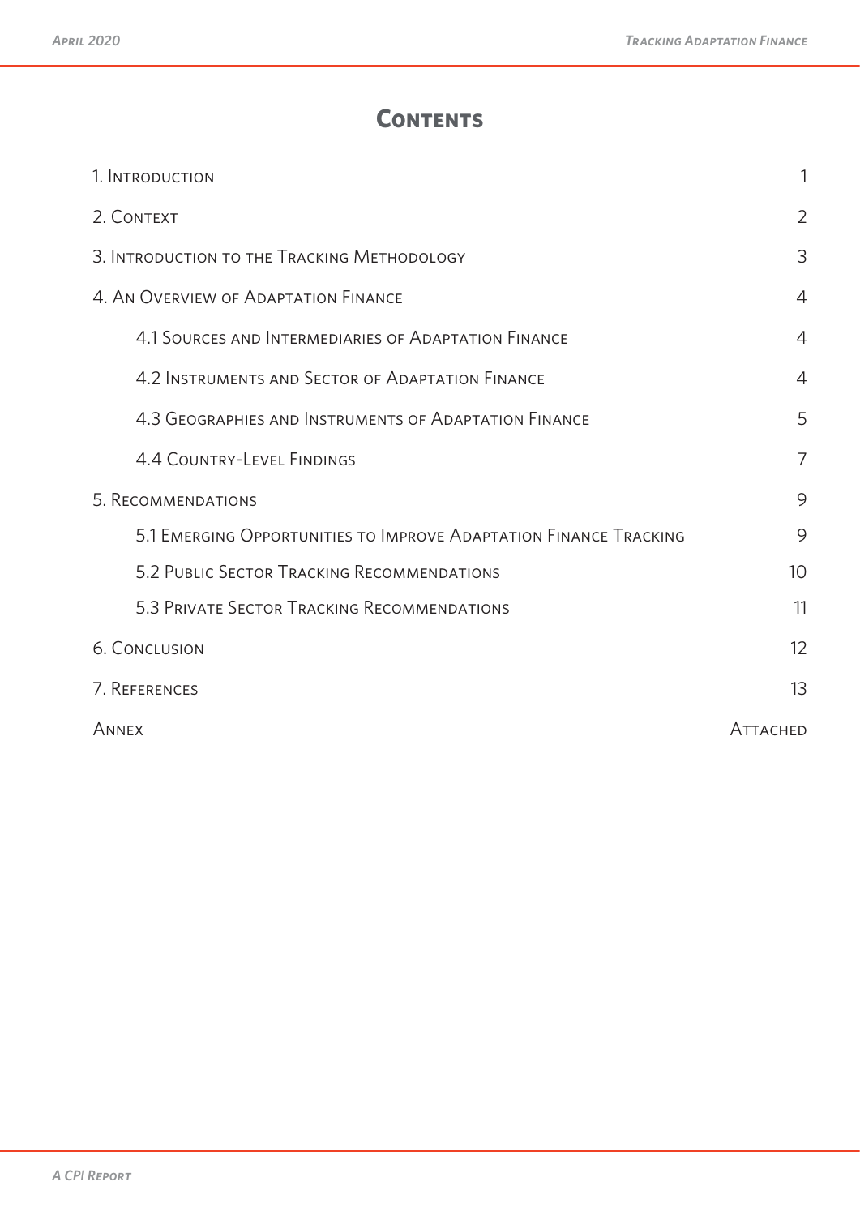# Contents

| | |
|---|---|
| 1. Introduction | 1 |
| 2. Context | 2 |
| 3. Introduction to the Tracking Methodology | 3 |
| 4. An Overview of Adaptation Finance | 4 |
| 4.1 Sources and Intermediaries of Adaptation Finance | 4 |
| 4.2 Instruments and Sector of Adaptation Finance | 4 |
| 4.3 Geographies and Instruments of Adaptation Finance | 5 |
| 4.4 Country-Level Findings | 7 |
| 5. Recommendations | 9 |
| 5.1 Emerging Opportunities to Improve Adaptation Finance Tracking | 9 |
| 5.2 Public Sector Tracking Recommendations | 10 |
| 5.3 Private Sector Tracking Recommendations | 11 |
| 6. Conclusion | 12 |
| 7. References | 13 |
| Annex | Attached |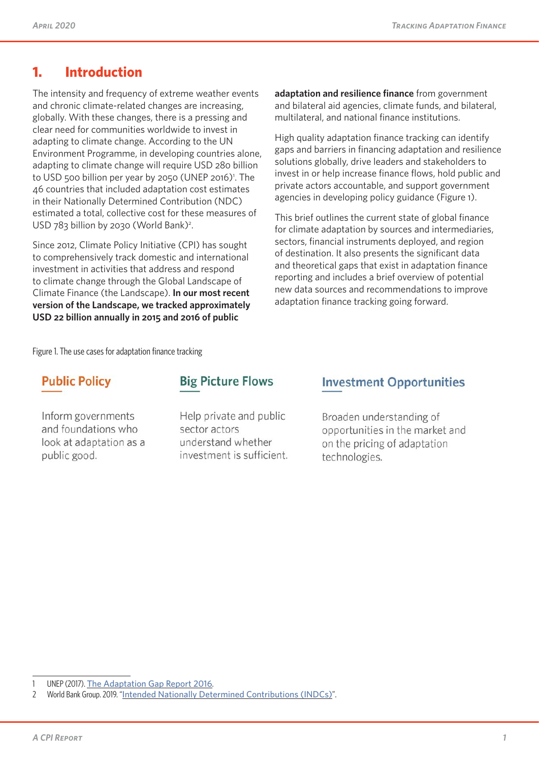# 1. Introduction

The intensity and frequency of extreme weather events and chronic climate-related changes are increasing, globally. With these changes, there is a pressing and clear need for communities worldwide to invest in adapting to climate change. According to the UN Environment Programme, in developing countries alone, adapting to climate change will require USD 280 billion to USD 500 billion per year by 2050 (UNEP 2016)[1]. The 46 countries that included adaptation cost estimates in their Nationally Determined Contribution (NDC) estimated a total, collective cost for these measures of USD 783 billion by 2030 (World Bank)[2].

Since 2012, Climate Policy Initiative (CPI) has sought to comprehensively track domestic and international investment in activities that address and respond to climate change through the Global Landscape of Climate Finance (the Landscape). **In our most recent version of the Landscape, we tracked approximately USD 22 billion annually in 2015 and 2016 of public adaptation and resilience finance** from government and bilateral aid agencies, climate funds, and bilateral, multilateral, and national finance institutions.

High quality adaptation finance tracking can identify gaps and barriers in financing adaptation and resilience solutions globally, drive leaders and stakeholders to invest in or help increase finance flows, hold public and private actors accountable, and support government agencies in developing policy guidance (Figure 1).

This brief outlines the current state of global finance for climate adaptation by sources and intermediaries, sectors, financial instruments deployed, and region of destination. It also presents the significant data and theoretical gaps that exist in adaptation finance reporting and includes a brief overview of potential new data sources and recommendations to improve adaptation finance tracking going forward.

Figure 1. The use cases for adaptation finance tracking

**Public Policy**

Inform governments and foundations who look at adaptation as a public good.

**Big Picture Flows**

Help private and public sector actors understand whether investment is sufficient.

**Investment Opportunities**

Broaden understanding of opportunities in the market and on the pricing of adaptation technologies.

---

1 UNEP (2017). The Adaptation Gap Report 2016.

2 World Bank Group. 2019. "Intended Nationally Determined Contributions (INDCs)".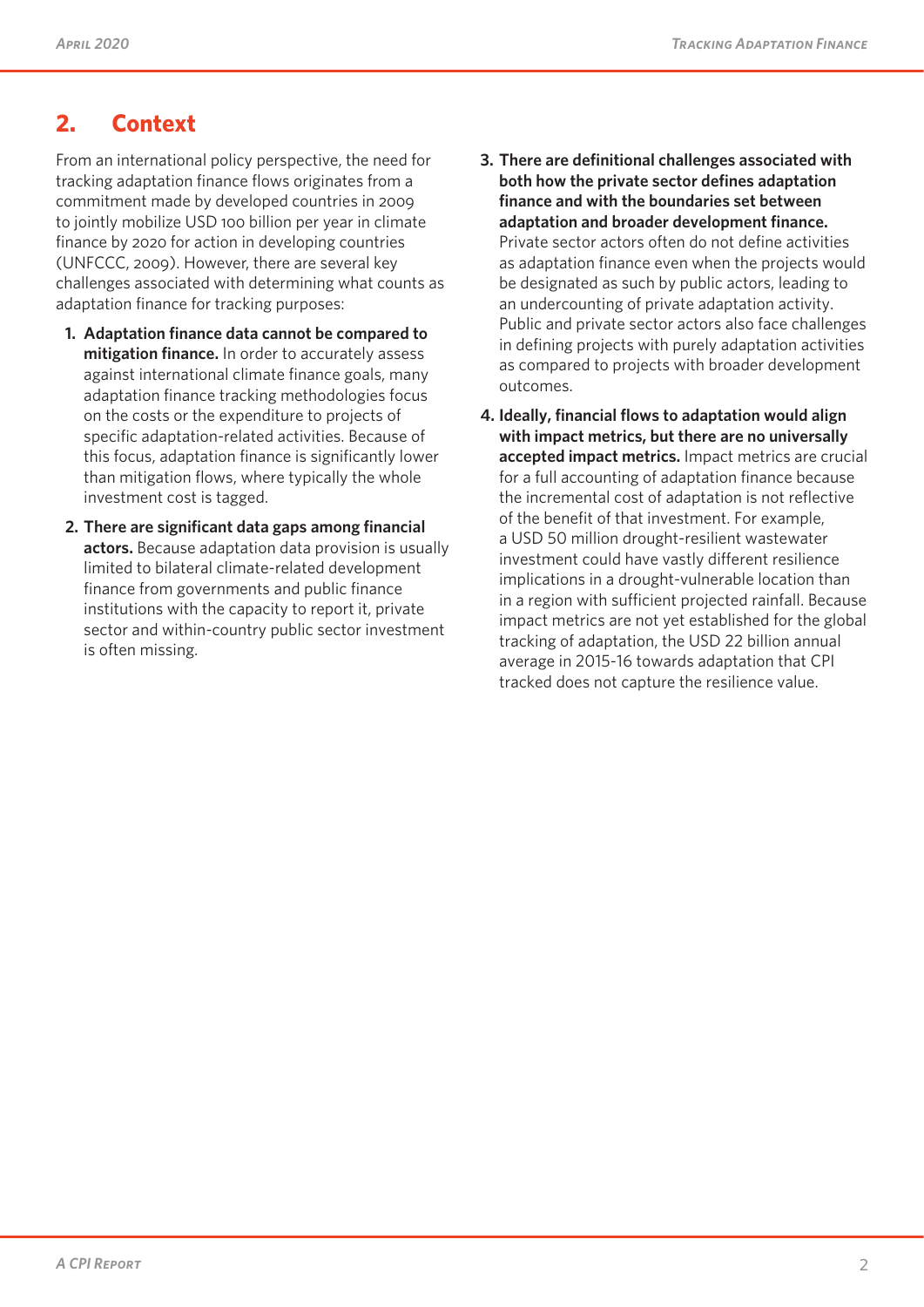## 2. Context

From an international policy perspective, the need for tracking adaptation finance flows originates from a commitment made by developed countries in 2009 to jointly mobilize USD 100 billion per year in climate finance by 2020 for action in developing countries (UNFCCC, 2009). However, there are several key challenges associated with determining what counts as adaptation finance for tracking purposes:

1. **Adaptation finance data cannot be compared to mitigation finance.** In order to accurately assess against international climate finance goals, many adaptation finance tracking methodologies focus on the costs or the expenditure to projects of specific adaptation-related activities. Because of this focus, adaptation finance is significantly lower than mitigation flows, where typically the whole investment cost is tagged.
2. **There are significant data gaps among financial actors.** Because adaptation data provision is usually limited to bilateral climate-related development finance from governments and public finance institutions with the capacity to report it, private sector and within-country public sector investment is often missing.
3. **There are definitional challenges associated with both how the private sector defines adaptation finance and with the boundaries set between adaptation and broader development finance.** Private sector actors often do not define activities as adaptation finance even when the projects would be designated as such by public actors, leading to an undercounting of private adaptation activity. Public and private sector actors also face challenges in defining projects with purely adaptation activities as compared to projects with broader development outcomes.
4. **Ideally, financial flows to adaptation would align with impact metrics, but there are no universally accepted impact metrics.** Impact metrics are crucial for a full accounting of adaptation finance because the incremental cost of adaptation is not reflective of the benefit of that investment. For example, a USD 50 million drought-resilient wastewater investment could have vastly different resilience implications in a drought-vulnerable location than in a region with sufficient projected rainfall. Because impact metrics are not yet established for the global tracking of adaptation, the USD 22 billion annual average in 2015-16 towards adaptation that CPI tracked does not capture the resilience value.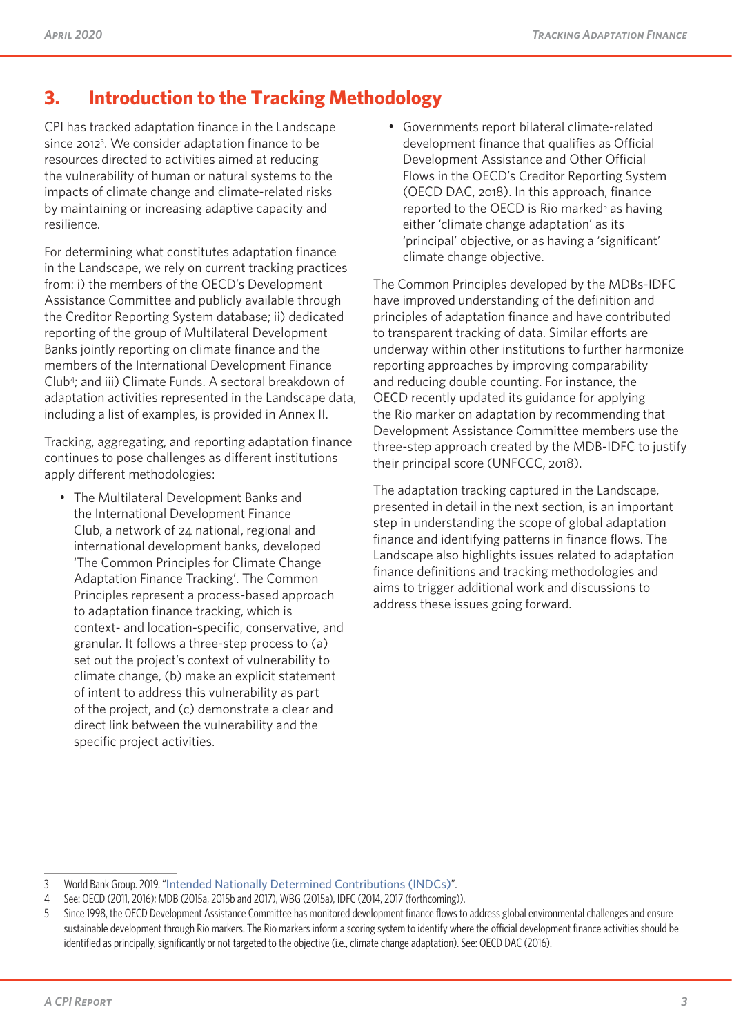## 3. Introduction to the Tracking Methodology

CPI has tracked adaptation finance in the Landscape since 2012[3]. We consider adaptation finance to be resources directed to activities aimed at reducing the vulnerability of human or natural systems to the impacts of climate change and climate-related risks by maintaining or increasing adaptive capacity and resilience.

For determining what constitutes adaptation finance in the Landscape, we rely on current tracking practices from: i) the members of the OECD's Development Assistance Committee and publicly available through the Creditor Reporting System database; ii) dedicated reporting of the group of Multilateral Development Banks jointly reporting on climate finance and the members of the International Development Finance Club[4]; and iii) Climate Funds. A sectoral breakdown of adaptation activities represented in the Landscape data, including a list of examples, is provided in Annex II.

Tracking, aggregating, and reporting adaptation finance continues to pose challenges as different institutions apply different methodologies:

- The Multilateral Development Banks and the International Development Finance Club, a network of 24 national, regional and international development banks, developed 'The Common Principles for Climate Change Adaptation Finance Tracking'. The Common Principles represent a process-based approach to adaptation finance tracking, which is context- and location-specific, conservative, and granular. It follows a three-step process to (a) set out the project's context of vulnerability to climate change, (b) make an explicit statement of intent to address this vulnerability as part of the project, and (c) demonstrate a clear and direct link between the vulnerability and the specific project activities.
- Governments report bilateral climate-related development finance that qualifies as Official Development Assistance and Other Official Flows in the OECD's Creditor Reporting System (OECD DAC, 2018). In this approach, finance reported to the OECD is Rio marked[5] as having either 'climate change adaptation' as its 'principal' objective, or as having a 'significant' climate change objective.

The Common Principles developed by the MDBs-IDFC have improved understanding of the definition and principles of adaptation finance and have contributed to transparent tracking of data. Similar efforts are underway within other institutions to further harmonize reporting approaches by improving comparability and reducing double counting. For instance, the OECD recently updated its guidance for applying the Rio marker on adaptation by recommending that Development Assistance Committee members use the three-step approach created by the MDB-IDFC to justify their principal score (UNFCCC, 2018).

The adaptation tracking captured in the Landscape, presented in detail in the next section, is an important step in understanding the scope of global adaptation finance and identifying patterns in finance flows. The Landscape also highlights issues related to adaptation finance definitions and tracking methodologies and aims to trigger additional work and discussions to address these issues going forward.

---

3 World Bank Group. 2019. "Intended Nationally Determined Contributions (INDCs)".

4 See: OECD (2011, 2016); MDB (2015a, 2015b and 2017), WBG (2015a), IDFC (2014, 2017 (forthcoming)).

5 Since 1998, the OECD Development Assistance Committee has monitored development finance flows to address global environmental challenges and ensure sustainable development through Rio markers. The Rio markers inform a scoring system to identify where the official development finance activities should be identified as principally, significantly or not targeted to the objective (i.e., climate change adaptation). See: OECD DAC (2016).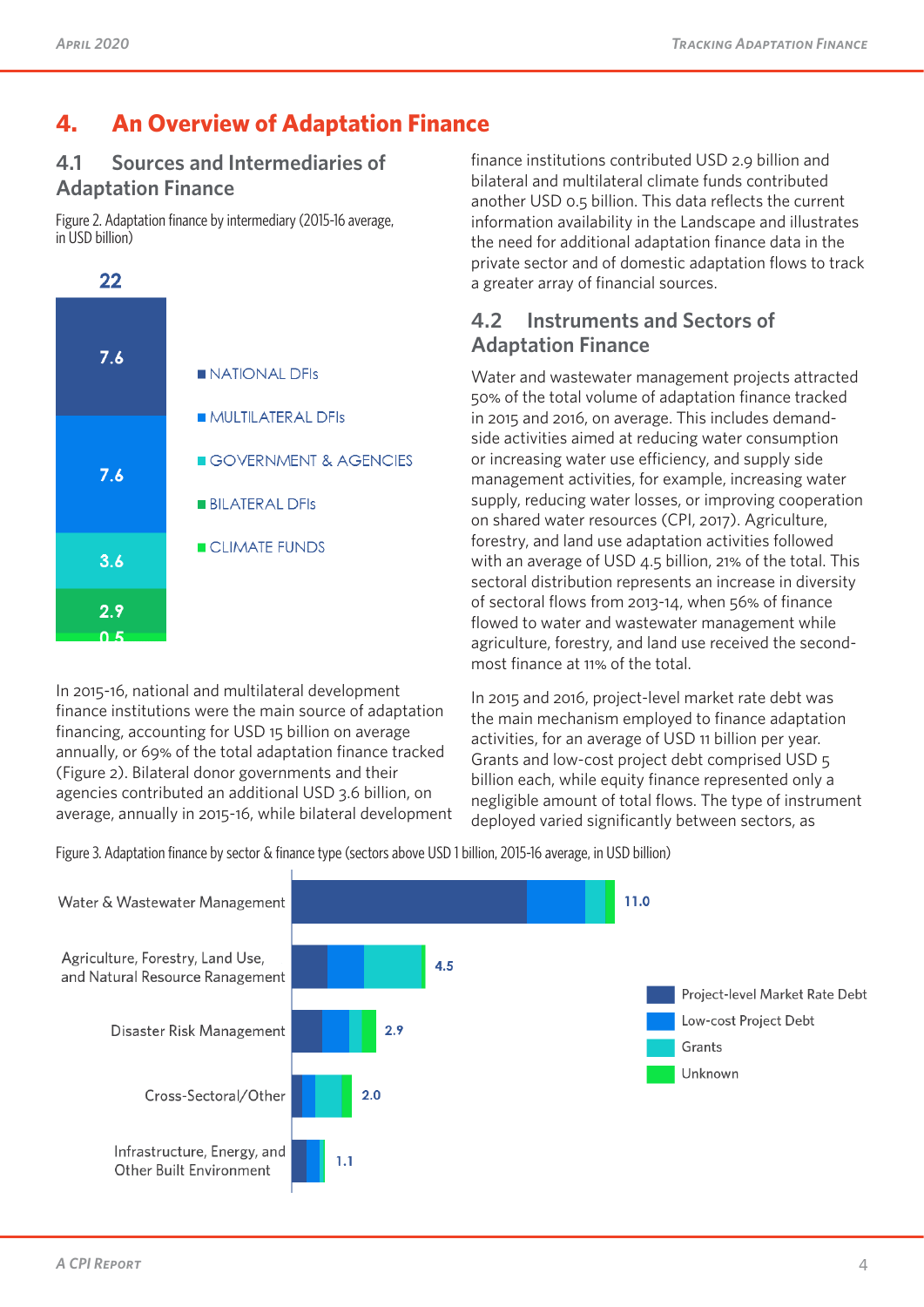# 4. An Overview of Adaptation Finance

## 4.1 Sources and Intermediaries of Adaptation Finance

Figure 2. Adaptation finance by intermediary (2015-16 average, in USD billion)

| Intermediary | USD billion |
|---|---|
| NATIONAL DFIs | 7.6 |
| MULTILATERAL DFIs | 7.6 |
| GOVERNMENT & AGENCIES | 3.6 |
| BILATERAL DFIs | 2.9 |
| CLIMATE FUNDS | 0.5 |
| Total | 22 |

In 2015-16, national and multilateral development finance institutions were the main source of adaptation financing, accounting for USD 15 billion on average annually, or 69% of the total adaptation finance tracked (Figure 2). Bilateral donor governments and their agencies contributed an additional USD 3.6 billion, on average, annually in 2015-16, while bilateral development finance institutions contributed USD 2.9 billion and bilateral and multilateral climate funds contributed another USD 0.5 billion. This data reflects the current information availability in the Landscape and illustrates the need for additional adaptation finance data in the private sector and of domestic adaptation flows to track a greater array of financial sources.

## 4.2 Instruments and Sectors of Adaptation Finance

Water and wastewater management projects attracted 50% of the total volume of adaptation finance tracked in 2015 and 2016, on average. This includes demand-side activities aimed at reducing water consumption or increasing water use efficiency, and supply side management activities, for example, increasing water supply, reducing water losses, or improving cooperation on shared water resources (CPI, 2017). Agriculture, forestry, and land use adaptation activities followed with an average of USD 4.5 billion, 21% of the total. This sectoral distribution represents an increase in diversity of sectoral flows from 2013-14, when 56% of finance flowed to water and wastewater management while agriculture, forestry, and land use received the second-most finance at 11% of the total.

In 2015 and 2016, project-level market rate debt was the main mechanism employed to finance adaptation activities, for an average of USD 11 billion per year. Grants and low-cost project debt comprised USD 5 billion each, while equity finance represented only a negligible amount of total flows. The type of instrument deployed varied significantly between sectors, as

Figure 3. Adaptation finance by sector & finance type (sectors above USD 1 billion, 2015-16 average, in USD billion)

| Sector | Total (USD billion) |
|---|---|
| Water & Wastewater Management | 11.0 |
| Agriculture, Forestry, Land Use, and Natural Resource Ranagement | 4.5 |
| Disaster Risk Management | 2.9 |
| Cross-Sectoral/Other | 2.0 |
| Infrastructure, Energy, and Other Built Environment | 1.1 |

Legend: Project-level Market Rate Debt; Low-cost Project Debt; Grants; Unknown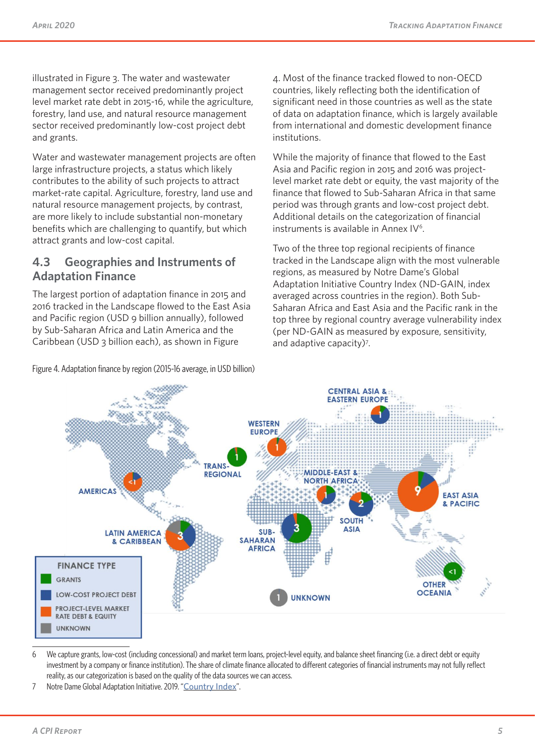illustrated in Figure 3. The water and wastewater management sector received predominantly project level market rate debt in 2015-16, while the agriculture, forestry, land use, and natural resource management sector received predominantly low-cost project debt and grants.

Water and wastewater management projects are often large infrastructure projects, a status which likely contributes to the ability of such projects to attract market-rate capital. Agriculture, forestry, land use and natural resource management projects, by contrast, are more likely to include substantial non-monetary benefits which are challenging to quantify, but which attract grants and low-cost capital.

## 4.3 Geographies and Instruments of Adaptation Finance

The largest portion of adaptation finance in 2015 and 2016 tracked in the Landscape flowed to the East Asia and Pacific region (USD 9 billion annually), followed by Sub-Saharan Africa and Latin America and the Caribbean (USD 3 billion each), as shown in Figure 4. Most of the finance tracked flowed to non-OECD countries, likely reflecting both the identification of significant need in those countries as well as the state of data on adaptation finance, which is largely available from international and domestic development finance institutions.

While the majority of finance that flowed to the East Asia and Pacific region in 2015 and 2016 was project-level market rate debt or equity, the vast majority of the finance that flowed to Sub-Saharan Africa in that same period was through grants and low-cost project debt. Additional details on the categorization of financial instruments is available in Annex IV[6].

Two of the three top regional recipients of finance tracked in the Landscape align with the most vulnerable regions, as measured by Notre Dame's Global Adaptation Initiative Country Index (ND-GAIN, index averaged across countries in the region). Both Sub-Saharan Africa and East Asia and the Pacific rank in the top three by regional country average vulnerability index (per ND-GAIN as measured by exposure, sensitivity, and adaptive capacity)[7].

Figure 4. Adaptation finance by region (2015-16 average, in USD billion)

| Region | USD billion |
|---|---|
| East Asia & Pacific | 9 |
| Sub-Saharan Africa | 3 |
| Latin America & Caribbean | 3 |
| South Asia | 2 |
| Central Asia & Eastern Europe | 1 |
| Western Europe | 1 |
| Middle-East & North Africa | 1 |
| Trans-Regional | 1 |
| Unknown | 1 |
| Americas | <1 |
| Other Oceania | <1 |

Finance type: Grants; Low-cost project debt; Project-level market rate debt & equity; Unknown

6 We capture grants, low-cost (including concessional) and market term loans, project-level equity, and balance sheet financing (i.e. a direct debt or equity investment by a company or finance institution). The share of climate finance allocated to different categories of financial instruments may not fully reflect reality, as our categorization is based on the quality of the data sources we can access.

7 Notre Dame Global Adaptation Initiative. 2019. "Country Index".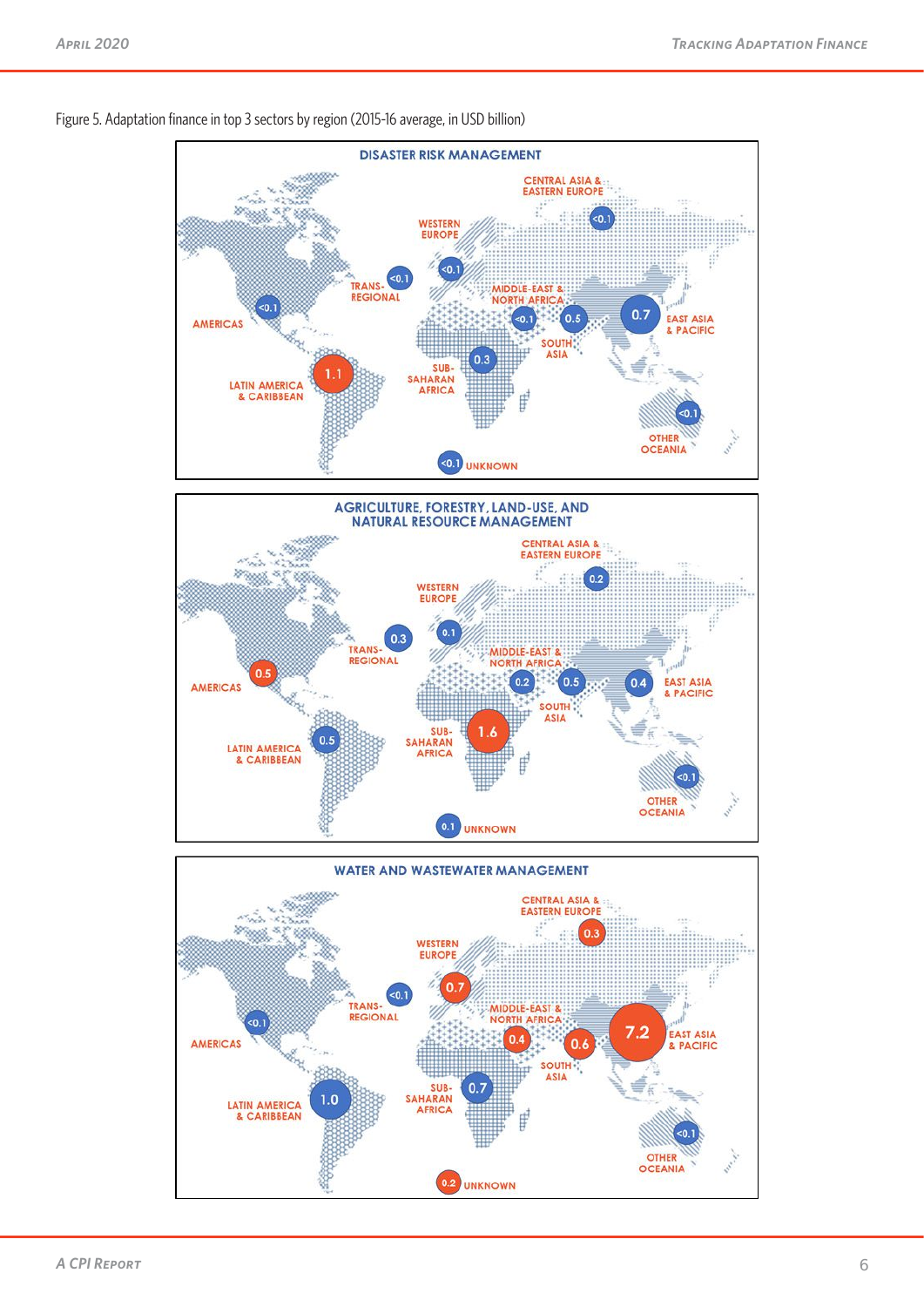Figure 5. Adaptation finance in top 3 sectors by region (2015-16 average, in USD billion)

### DISASTER RISK MANAGEMENT

| Region | USD billion |
|---|---|
| CENTRAL ASIA & EASTERN EUROPE | <0.1 |
| WESTERN EUROPE | <0.1 |
| TRANS-REGIONAL | <0.1 |
| AMERICAS | <0.1 |
| MIDDLE-EAST & NORTH AFRICA | <0.1 |
| SOUTH ASIA | 0.5 |
| EAST ASIA & PACIFIC | 0.7 |
| SUB-SAHARAN AFRICA | 0.3 |
| LATIN AMERICA & CARIBBEAN | 1.1 |
| OTHER OCEANIA | <0.1 |
| UNKNOWN | <0.1 |

### AGRICULTURE, FORESTRY, LAND-USE, AND NATURAL RESOURCE MANAGEMENT

| Region | USD billion |
|---|---|
| CENTRAL ASIA & EASTERN EUROPE | 0.2 |
| WESTERN EUROPE | 0.1 |
| TRANS-REGIONAL | 0.3 |
| AMERICAS | 0.5 |
| MIDDLE-EAST & NORTH AFRICA | 0.2 |
| SOUTH ASIA | 0.5 |
| EAST ASIA & PACIFIC | 0.4 |
| SUB-SAHARAN AFRICA | 1.6 |
| LATIN AMERICA & CARIBBEAN | 0.5 |
| OTHER OCEANIA | <0.1 |
| UNKNOWN | 0.1 |

### WATER AND WASTEWATER MANAGEMENT

| Region | USD billion |
|---|---|
| CENTRAL ASIA & EASTERN EUROPE | 0.3 |
| WESTERN EUROPE | 0.7 |
| TRANS-REGIONAL | <0.1 |
| AMERICAS | <0.1 |
| MIDDLE-EAST & NORTH AFRICA | 0.4 |
| SOUTH ASIA | 0.6 |
| EAST ASIA & PACIFIC | 7.2 |
| SUB-SAHARAN AFRICA | 0.7 |
| LATIN AMERICA & CARIBBEAN | 1.0 |
| OTHER OCEANIA | <0.1 |
| UNKNOWN | 0.2 |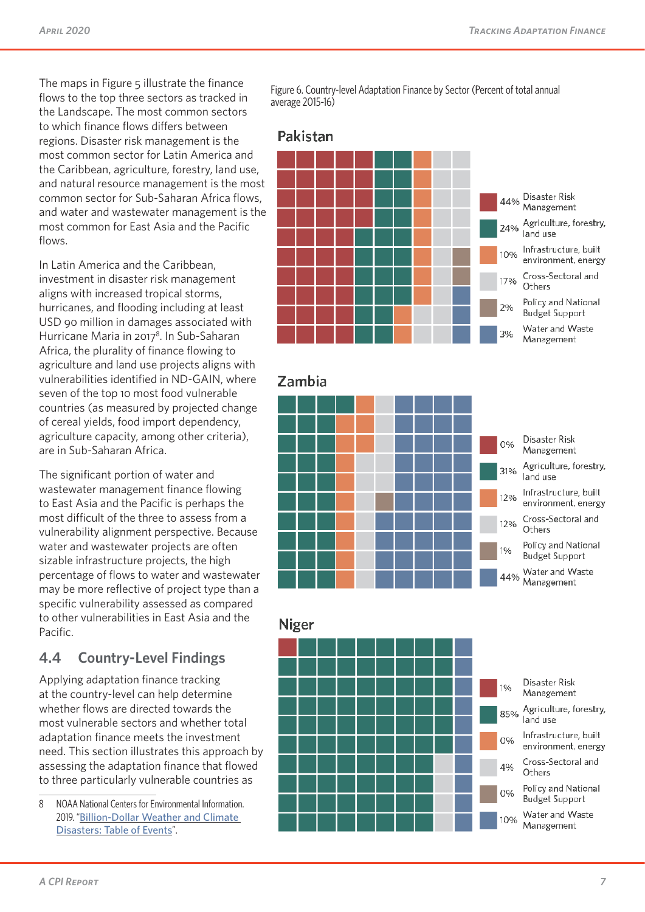The maps in Figure 5 illustrate the finance flows to the top three sectors as tracked in the Landscape. The most common sectors to which finance flows differs between regions. Disaster risk management is the most common sector for Latin America and the Caribbean, agriculture, forestry, land use, and natural resource management is the most common sector for Sub-Saharan Africa flows, and water and wastewater management is the most common for East Asia and the Pacific flows.

In Latin America and the Caribbean, investment in disaster risk management aligns with increased tropical storms, hurricanes, and flooding including at least USD 90 million in damages associated with Hurricane Maria in 2017[8]. In Sub-Saharan Africa, the plurality of finance flowing to agriculture and land use projects aligns with vulnerabilities identified in ND-GAIN, where seven of the top 10 most food vulnerable countries (as measured by projected change of cereal yields, food import dependency, agriculture capacity, among other criteria), are in Sub-Saharan Africa.

The significant portion of water and wastewater management finance flowing to East Asia and the Pacific is perhaps the most difficult of the three to assess from a vulnerability alignment perspective. Because water and wastewater projects are often sizable infrastructure projects, the high percentage of flows to water and wastewater may be more reflective of project type than a specific vulnerability assessed as compared to other vulnerabilities in East Asia and the Pacific.

## 4.4 Country-Level Findings

Applying adaptation finance tracking at the country-level can help determine whether flows are directed towards the most vulnerable sectors and whether total adaptation finance meets the investment need. This section illustrates this approach by assessing the adaptation finance that flowed to three particularly vulnerable countries as

Figure 6. Country-level Adaptation Finance by Sector (Percent of total annual average 2015-16)

**Pakistan**

| Sector | Percent |
|---|---|
| Disaster Risk Management | 44% |
| Agriculture, forestry, land use | 24% |
| Infrastructure, built environment, energy | 10% |
| Cross-Sectoral and Others | 17% |
| Policy and National Budget Support | 2% |
| Water and Waste Management | 3% |

**Zambia**

| Sector | Percent |
|---|---|
| Disaster Risk Management | 0% |
| Agriculture, forestry, land use | 31% |
| Infrastructure, built environment, energy | 12% |
| Cross-Sectoral and Others | 12% |
| Policy and National Budget Support | 1% |
| Water and Waste Management | 44% |

**Niger**

| Sector | Percent |
|---|---|
| Disaster Risk Management | 1% |
| Agriculture, forestry, land use | 85% |
| Infrastructure, built environment, energy | 0% |
| Cross-Sectoral and Others | 4% |
| Policy and National Budget Support | 0% |
| Water and Waste Management | 10% |

8 NOAA National Centers for Environmental Information. 2019. "Billion-Dollar Weather and Climate Disasters: Table of Events".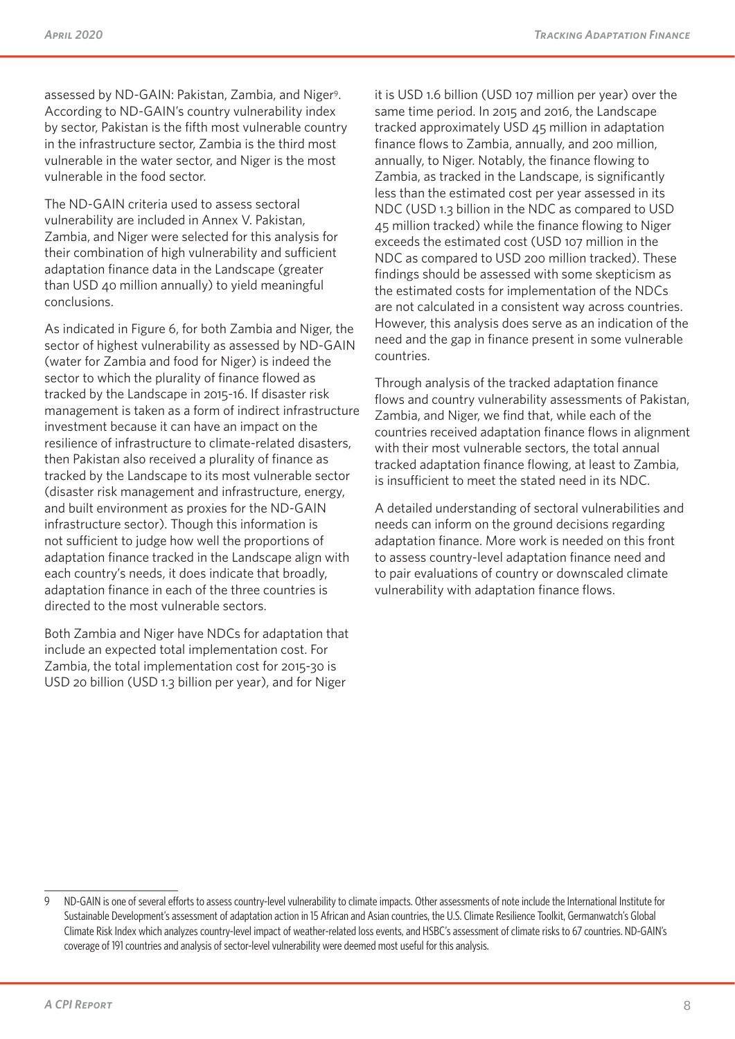assessed by ND-GAIN: Pakistan, Zambia, and Niger[9]. According to ND-GAIN's country vulnerability index by sector, Pakistan is the fifth most vulnerable country in the infrastructure sector, Zambia is the third most vulnerable in the water sector, and Niger is the most vulnerable in the food sector.

The ND-GAIN criteria used to assess sectoral vulnerability are included in Annex V. Pakistan, Zambia, and Niger were selected for this analysis for their combination of high vulnerability and sufficient adaptation finance data in the Landscape (greater than USD 40 million annually) to yield meaningful conclusions.

As indicated in Figure 6, for both Zambia and Niger, the sector of highest vulnerability as assessed by ND-GAIN (water for Zambia and food for Niger) is indeed the sector to which the plurality of finance flowed as tracked by the Landscape in 2015-16. If disaster risk management is taken as a form of indirect infrastructure investment because it can have an impact on the resilience of infrastructure to climate-related disasters, then Pakistan also received a plurality of finance as tracked by the Landscape to its most vulnerable sector (disaster risk management and infrastructure, energy, and built environment as proxies for the ND-GAIN infrastructure sector). Though this information is not sufficient to judge how well the proportions of adaptation finance tracked in the Landscape align with each country's needs, it does indicate that broadly, adaptation finance in each of the three countries is directed to the most vulnerable sectors.

Both Zambia and Niger have NDCs for adaptation that include an expected total implementation cost. For Zambia, the total implementation cost for 2015-30 is USD 20 billion (USD 1.3 billion per year), and for Niger it is USD 1.6 billion (USD 107 million per year) over the same time period. In 2015 and 2016, the Landscape tracked approximately USD 45 million in adaptation finance flows to Zambia, annually, and 200 million, annually, to Niger. Notably, the finance flowing to Zambia, as tracked in the Landscape, is significantly less than the estimated cost per year assessed in its NDC (USD 1.3 billion in the NDC as compared to USD 45 million tracked) while the finance flowing to Niger exceeds the estimated cost (USD 107 million in the NDC as compared to USD 200 million tracked). These findings should be assessed with some skepticism as the estimated costs for implementation of the NDCs are not calculated in a consistent way across countries. However, this analysis does serve as an indication of the need and the gap in finance present in some vulnerable countries.

Through analysis of the tracked adaptation finance flows and country vulnerability assessments of Pakistan, Zambia, and Niger, we find that, while each of the countries received adaptation finance flows in alignment with their most vulnerable sectors, the total annual tracked adaptation finance flowing, at least to Zambia, is insufficient to meet the stated need in its NDC.

A detailed understanding of sectoral vulnerabilities and needs can inform on the ground decisions regarding adaptation finance. More work is needed on this front to assess country-level adaptation finance need and to pair evaluations of country or downscaled climate vulnerability with adaptation finance flows.

---

[9] ND-GAIN is one of several efforts to assess country-level vulnerability to climate impacts. Other assessments of note include the International Institute for Sustainable Development's assessment of adaptation action in 15 African and Asian countries, the U.S. Climate Resilience Toolkit, Germanwatch's Global Climate Risk Index which analyzes country-level impact of weather-related loss events, and HSBC's assessment of climate risks to 67 countries. ND-GAIN's coverage of 191 countries and analysis of sector-level vulnerability were deemed most useful for this analysis.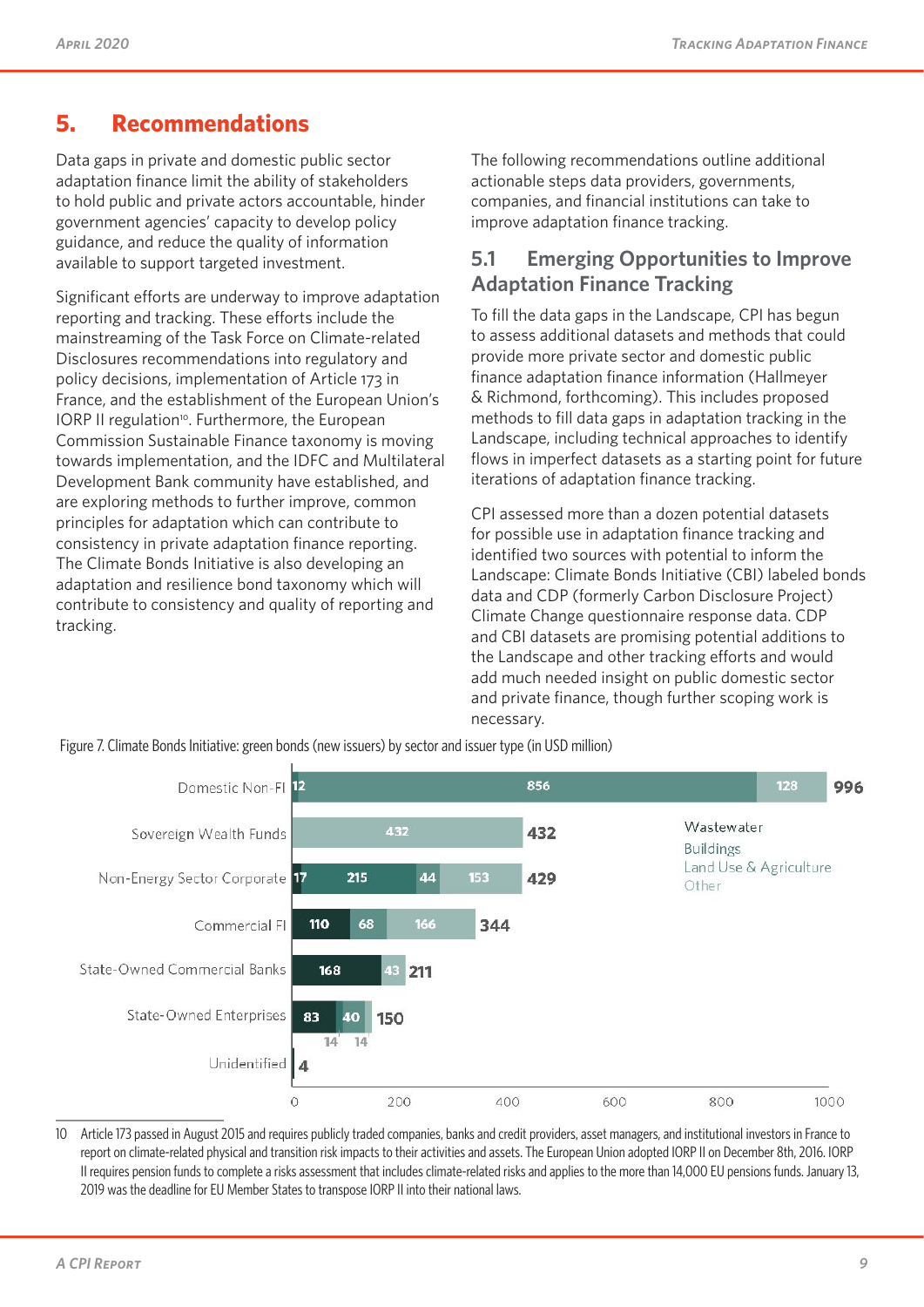# 5. Recommendations

Data gaps in private and domestic public sector adaptation finance limit the ability of stakeholders to hold public and private actors accountable, hinder government agencies' capacity to develop policy guidance, and reduce the quality of information available to support targeted investment.

Significant efforts are underway to improve adaptation reporting and tracking. These efforts include the mainstreaming of the Task Force on Climate-related Disclosures recommendations into regulatory and policy decisions, implementation of Article 173 in France, and the establishment of the European Union's IORP II regulation[10]. Furthermore, the European Commission Sustainable Finance taxonomy is moving towards implementation, and the IDFC and Multilateral Development Bank community have established, and are exploring methods to further improve, common principles for adaptation which can contribute to consistency in private adaptation finance reporting. The Climate Bonds Initiative is also developing an adaptation and resilience bond taxonomy which will contribute to consistency and quality of reporting and tracking.

The following recommendations outline additional actionable steps data providers, governments, companies, and financial institutions can take to improve adaptation finance tracking.

## 5.1 Emerging Opportunities to Improve Adaptation Finance Tracking

To fill the data gaps in the Landscape, CPI has begun to assess additional datasets and methods that could provide more private sector and domestic public finance adaptation finance information (Hallmeyer & Richmond, forthcoming). This includes proposed methods to fill data gaps in adaptation tracking in the Landscape, including technical approaches to identify flows in imperfect datasets as a starting point for future iterations of adaptation finance tracking.

CPI assessed more than a dozen potential datasets for possible use in adaptation finance tracking and identified two sources with potential to inform the Landscape: Climate Bonds Initiative (CBI) labeled bonds data and CDP (formerly Carbon Disclosure Project) Climate Change questionnaire response data. CDP and CBI datasets are promising potential additions to the Landscape and other tracking efforts and would add much needed insight on public domestic sector and private finance, though further scoping work is necessary.

Figure 7. Climate Bonds Initiative: green bonds (new issuers) by sector and issuer type (in USD million)

10 Article 173 passed in August 2015 and requires publicly traded companies, banks and credit providers, asset managers, and institutional investors in France to report on climate-related physical and transition risk impacts to their activities and assets. The European Union adopted IORP II on December 8th, 2016. IORP II requires pension funds to complete a risks assessment that includes climate-related risks and applies to the more than 14,000 EU pensions funds. January 13, 2019 was the deadline for EU Member States to transpose IORP II into their national laws.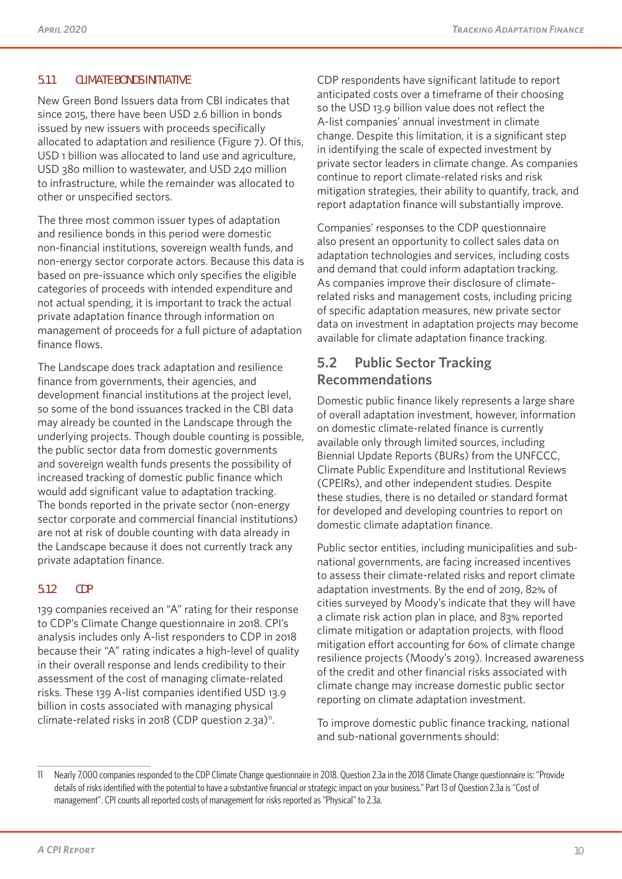#### 5.1.1 CLIMATE BONDS INITIATIVE

New Green Bond Issuers data from CBI indicates that since 2015, there have been USD 2.6 billion in bonds issued by new issuers with proceeds specifically allocated to adaptation and resilience (Figure 7). Of this, USD 1 billion was allocated to land use and agriculture, USD 380 million to wastewater, and USD 240 million to infrastructure, while the remainder was allocated to other or unspecified sectors.

The three most common issuer types of adaptation and resilience bonds in this period were domestic non-financial institutions, sovereign wealth funds, and non-energy sector corporate actors. Because this data is based on pre-issuance which only specifies the eligible categories of proceeds with intended expenditure and not actual spending, it is important to track the actual private adaptation finance through information on management of proceeds for a full picture of adaptation finance flows.

The Landscape does track adaptation and resilience finance from governments, their agencies, and development financial institutions at the project level, so some of the bond issuances tracked in the CBI data may already be counted in the Landscape through the underlying projects. Though double counting is possible, the public sector data from domestic governments and sovereign wealth funds presents the possibility of increased tracking of domestic public finance which would add significant value to adaptation tracking. The bonds reported in the private sector (non-energy sector corporate and commercial financial institutions) are not at risk of double counting with data already in the Landscape because it does not currently track any private adaptation finance.

#### 5.1.2 CDP

139 companies received an "A" rating for their response to CDP's Climate Change questionnaire in 2018. CPI's analysis includes only A-list responders to CDP in 2018 because their "A" rating indicates a high-level of quality in their overall response and lends credibility to their assessment of the cost of managing climate-related risks. These 139 A-list companies identified USD 13.9 billion in costs associated with managing physical climate-related risks in 2018 (CDP question 2.3a)[11].

CDP respondents have significant latitude to report anticipated costs over a timeframe of their choosing so the USD 13.9 billion value does not reflect the A-list companies' annual investment in climate change. Despite this limitation, it is a significant step in identifying the scale of expected investment by private sector leaders in climate change. As companies continue to report climate-related risks and risk mitigation strategies, their ability to quantify, track, and report adaptation finance will substantially improve.

Companies' responses to the CDP questionnaire also present an opportunity to collect sales data on adaptation technologies and services, including costs and demand that could inform adaptation tracking. As companies improve their disclosure of climate-related risks and management costs, including pricing of specific adaptation measures, new private sector data on investment in adaptation projects may become available for climate adaptation finance tracking.

## 5.2 Public Sector Tracking Recommendations

Domestic public finance likely represents a large share of overall adaptation investment, however, information on domestic climate-related finance is currently available only through limited sources, including Biennial Update Reports (BURs) from the UNFCCC, Climate Public Expenditure and Institutional Reviews (CPEIRs), and other independent studies. Despite these studies, there is no detailed or standard format for developed and developing countries to report on domestic climate adaptation finance.

Public sector entities, including municipalities and sub-national governments, are facing increased incentives to assess their climate-related risks and report climate adaptation investments. By the end of 2019, 82% of cities surveyed by Moody's indicate that they will have a climate risk action plan in place, and 83% reported climate mitigation or adaptation projects, with flood mitigation effort accounting for 60% of climate change resilience projects (Moody's 2019). Increased awareness of the credit and other financial risks associated with climate change may increase domestic public sector reporting on climate adaptation investment.

To improve domestic public finance tracking, national and sub-national governments should:

---

[11] Nearly 7,000 companies responded to the CDP Climate Change questionnaire in 2018. Question 2.3a in the 2018 Climate Change questionnaire is: "Provide details of risks identified with the potential to have a substantive financial or strategic impact on your business." Part 13 of Question 2.3a is "Cost of management". CPI counts all reported costs of management for risks reported as "Physical" to 2.3a.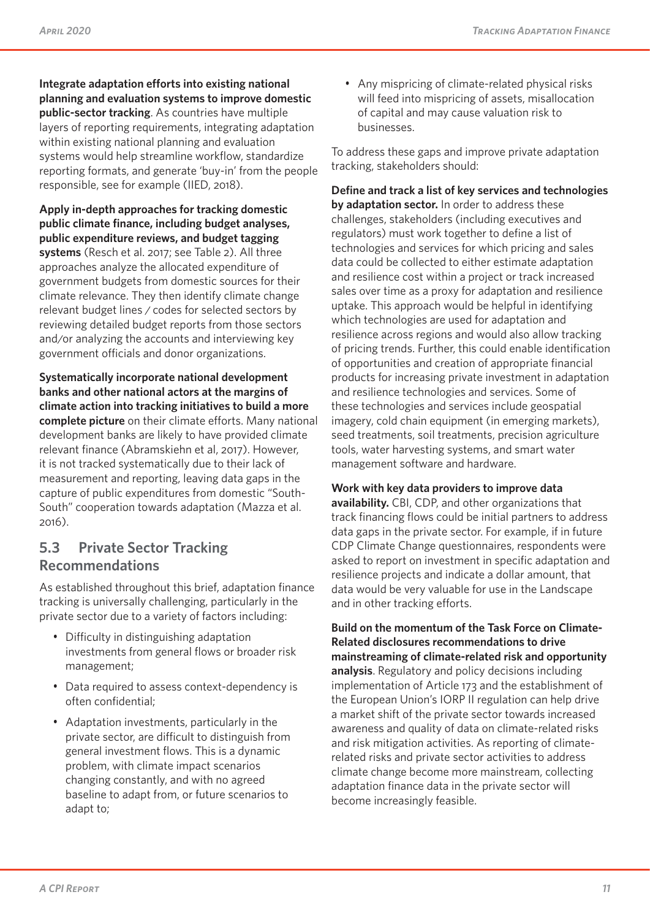**Integrate adaptation efforts into existing national planning and evaluation systems to improve domestic public-sector tracking**. As countries have multiple layers of reporting requirements, integrating adaptation within existing national planning and evaluation systems would help streamline workflow, standardize reporting formats, and generate 'buy-in' from the people responsible, see for example (IIED, 2018).

**Apply in-depth approaches for tracking domestic public climate finance, including budget analyses, public expenditure reviews, and budget tagging systems** (Resch et al. 2017; see Table 2). All three approaches analyze the allocated expenditure of government budgets from domestic sources for their climate relevance. They then identify climate change relevant budget lines / codes for selected sectors by reviewing detailed budget reports from those sectors and/or analyzing the accounts and interviewing key government officials and donor organizations.

**Systematically incorporate national development banks and other national actors at the margins of climate action into tracking initiatives to build a more complete picture** on their climate efforts. Many national development banks are likely to have provided climate relevant finance (Abramskiehn et al, 2017). However, it is not tracked systematically due to their lack of measurement and reporting, leaving data gaps in the capture of public expenditures from domestic "South-South" cooperation towards adaptation (Mazza et al. 2016).

## 5.3 Private Sector Tracking Recommendations

As established throughout this brief, adaptation finance tracking is universally challenging, particularly in the private sector due to a variety of factors including:

- Difficulty in distinguishing adaptation investments from general flows or broader risk management;
- Data required to assess context-dependency is often confidential;
- Adaptation investments, particularly in the private sector, are difficult to distinguish from general investment flows. This is a dynamic problem, with climate impact scenarios changing constantly, and with no agreed baseline to adapt from, or future scenarios to adapt to;
- Any mispricing of climate-related physical risks will feed into mispricing of assets, misallocation of capital and may cause valuation risk to businesses.

To address these gaps and improve private adaptation tracking, stakeholders should:

**Define and track a list of key services and technologies by adaptation sector.** In order to address these challenges, stakeholders (including executives and regulators) must work together to define a list of technologies and services for which pricing and sales data could be collected to either estimate adaptation and resilience cost within a project or track increased sales over time as a proxy for adaptation and resilience uptake. This approach would be helpful in identifying which technologies are used for adaptation and resilience across regions and would also allow tracking of pricing trends. Further, this could enable identification of opportunities and creation of appropriate financial products for increasing private investment in adaptation and resilience technologies and services. Some of these technologies and services include geospatial imagery, cold chain equipment (in emerging markets), seed treatments, soil treatments, precision agriculture tools, water harvesting systems, and smart water management software and hardware.

**Work with key data providers to improve data availability.** CBI, CDP, and other organizations that track financing flows could be initial partners to address data gaps in the private sector. For example, if in future CDP Climate Change questionnaires, respondents were asked to report on investment in specific adaptation and resilience projects and indicate a dollar amount, that data would be very valuable for use in the Landscape and in other tracking efforts.

**Build on the momentum of the Task Force on Climate-Related disclosures recommendations to drive mainstreaming of climate-related risk and opportunity analysis**. Regulatory and policy decisions including implementation of Article 173 and the establishment of the European Union's IORP II regulation can help drive a market shift of the private sector towards increased awareness and quality of data on climate-related risks and risk mitigation activities. As reporting of climate-related risks and private sector activities to address climate change become more mainstream, collecting adaptation finance data in the private sector will become increasingly feasible.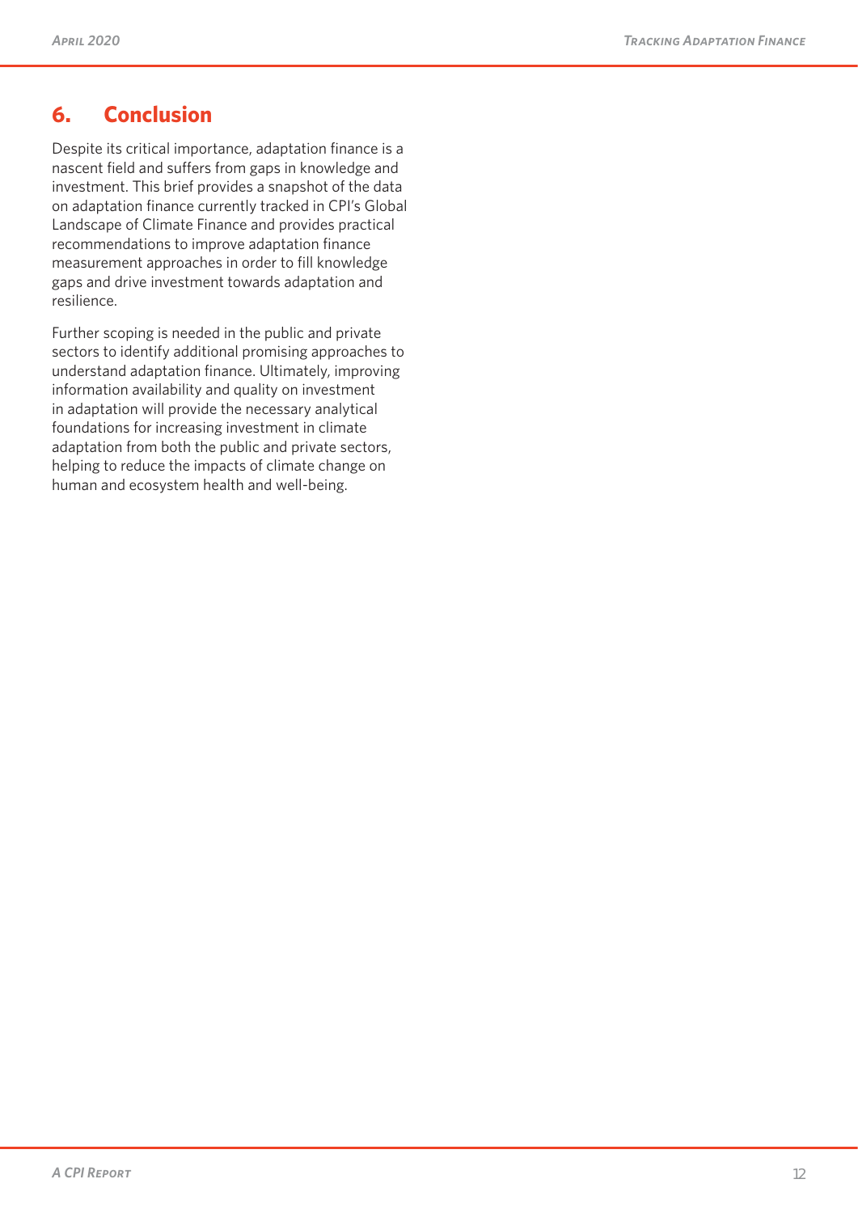## 6. Conclusion

Despite its critical importance, adaptation finance is a nascent field and suffers from gaps in knowledge and investment. This brief provides a snapshot of the data on adaptation finance currently tracked in CPI's Global Landscape of Climate Finance and provides practical recommendations to improve adaptation finance measurement approaches in order to fill knowledge gaps and drive investment towards adaptation and resilience.

Further scoping is needed in the public and private sectors to identify additional promising approaches to understand adaptation finance. Ultimately, improving information availability and quality on investment in adaptation will provide the necessary analytical foundations for increasing investment in climate adaptation from both the public and private sectors, helping to reduce the impacts of climate change on human and ecosystem health and well-being.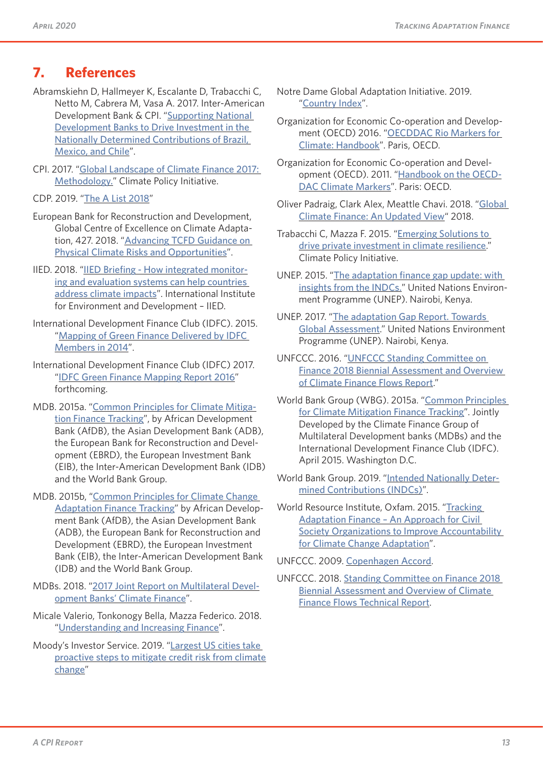## 7. References

Abramskiehn D, Hallmeyer K, Escalante D, Trabacchi C, Netto M, Cabrera M, Vasa A. 2017. Inter-American Development Bank & CPI. "Supporting National Development Banks to Drive Investment in the Nationally Determined Contributions of Brazil, Mexico, and Chile".

CPI. 2017. "Global Landscape of Climate Finance 2017: Methodology." Climate Policy Initiative.

CDP. 2019. "The A List 2018"

European Bank for Reconstruction and Development, Global Centre of Excellence on Climate Adaptation, 427. 2018. "Advancing TCFD Guidance on Physical Climate Risks and Opportunities".

IIED. 2018. "IIED Briefing - How integrated monitoring and evaluation systems can help countries address climate impacts". International Institute for Environment and Development – IIED.

International Development Finance Club (IDFC). 2015. "Mapping of Green Finance Delivered by IDFC Members in 2014".

International Development Finance Club (IDFC) 2017. "IDFC Green Finance Mapping Report 2016" forthcoming.

MDB. 2015a. "Common Principles for Climate Mitigation Finance Tracking", by African Development Bank (AfDB), the Asian Development Bank (ADB), the European Bank for Reconstruction and Development (EBRD), the European Investment Bank (EIB), the Inter-American Development Bank (IDB) and the World Bank Group.

MDB. 2015b, "Common Principles for Climate Change Adaptation Finance Tracking" by African Development Bank (AfDB), the Asian Development Bank (ADB), the European Bank for Reconstruction and Development (EBRD), the European Investment Bank (EIB), the Inter-American Development Bank (IDB) and the World Bank Group.

MDBs. 2018. "2017 Joint Report on Multilateral Development Banks' Climate Finance".

Micale Valerio, Tonkonogy Bella, Mazza Federico. 2018. "Understanding and Increasing Finance".

Moody's Investor Service. 2019. "Largest US cities take proactive steps to mitigate credit risk from climate change"

Notre Dame Global Adaptation Initiative. 2019. "Country Index".

Organization for Economic Co-operation and Development (OECD) 2016. "OECDDAC Rio Markers for Climate: Handbook". Paris, OECD.

Organization for Economic Co-operation and Development (OECD). 2011. "Handbook on the OECD-DAC Climate Markers". Paris: OECD.

Oliver Padraig, Clark Alex, Meattle Chavi. 2018. "Global Climate Finance: An Updated View" 2018.

Trabacchi C, Mazza F. 2015. "Emerging Solutions to drive private investment in climate resilience." Climate Policy Initiative.

UNEP. 2015. "The adaptation finance gap update: with insights from the INDCs." United Nations Environment Programme (UNEP). Nairobi, Kenya.

UNEP. 2017. "The adaptation Gap Report. Towards Global Assessment." United Nations Environment Programme (UNEP). Nairobi, Kenya.

UNFCCC. 2016. "UNFCCC Standing Committee on Finance 2018 Biennial Assessment and Overview of Climate Finance Flows Report."

World Bank Group (WBG). 2015a. "Common Principles for Climate Mitigation Finance Tracking". Jointly Developed by the Climate Finance Group of Multilateral Development banks (MDBs) and the International Development Finance Club (IDFC). April 2015. Washington D.C.

World Bank Group. 2019. "Intended Nationally Determined Contributions (INDCs)".

World Resource Institute, Oxfam. 2015. "Tracking Adaptation Finance – An Approach for Civil Society Organizations to Improve Accountability for Climate Change Adaptation".

UNFCCC. 2009. Copenhagen Accord.

UNFCCC. 2018. Standing Committee on Finance 2018 Biennial Assessment and Overview of Climate Finance Flows Technical Report.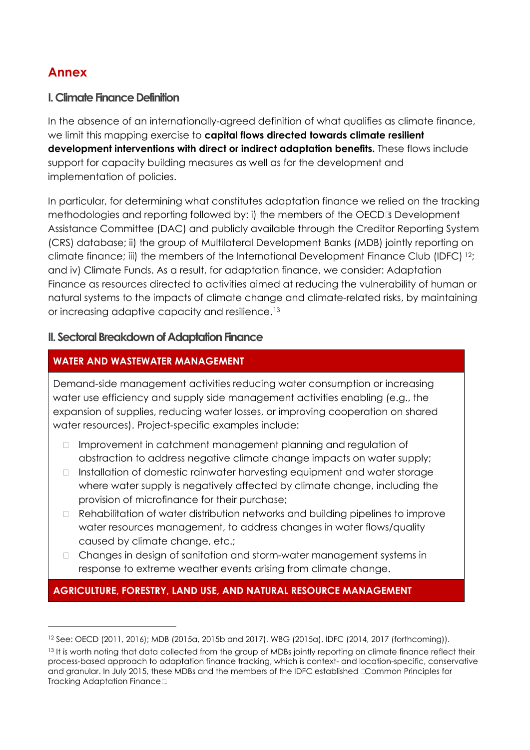# Annex

## I. Climate Finance Definition

In the absence of an internationally-agreed definition of what qualifies as climate finance, we limit this mapping exercise to **capital flows directed towards climate resilient development interventions with direct or indirect adaptation benefits.** These flows include support for capacity building measures as well as for the development and implementation of policies.

In particular, for determining what constitutes adaptation finance we relied on the tracking methodologies and reporting followed by: i) the members of the OECD's Development Assistance Committee (DAC) and publicly available through the Creditor Reporting System (CRS) database; ii) the group of Multilateral Development Banks (MDB) jointly reporting on climate finance; iii) the members of the International Development Finance Club (IDFC) [12]; and iv) Climate Funds. As a result, for adaptation finance, we consider: Adaptation Finance as resources directed to activities aimed at reducing the vulnerability of human or natural systems to the impacts of climate change and climate-related risks, by maintaining or increasing adaptive capacity and resilience.[13]

## II. Sectoral Breakdown of Adaptation Finance

### WATER AND WASTEWATER MANAGEMENT

Demand-side management activities reducing water consumption or increasing water use efficiency and supply side management activities enabling (e.g., the expansion of supplies, reducing water losses, or improving cooperation on shared water resources). Project-specific examples include:

- Improvement in catchment management planning and regulation of abstraction to address negative climate change impacts on water supply;
- Installation of domestic rainwater harvesting equipment and water storage where water supply is negatively affected by climate change, including the provision of microfinance for their purchase;
- Rehabilitation of water distribution networks and building pipelines to improve water resources management, to address changes in water flows/quality caused by climate change, etc.;
- Changes in design of sanitation and storm-water management systems in response to extreme weather events arising from climate change.

### AGRICULTURE, FORESTRY, LAND USE, AND NATURAL RESOURCE MANAGEMENT

---

[12] See: OECD (2011, 2016); MDB (2015a, 2015b and 2017), WBG (2015a), IDFC (2014, 2017 (forthcoming)).

[13] It is worth noting that data collected from the group of MDBs jointly reporting on climate finance reflect their process-based approach to adaptation finance tracking, which is context- and location-specific, conservative and granular. In July 2015, these MDBs and the members of the IDFC established "Common Principles for Tracking Adaptation Finance".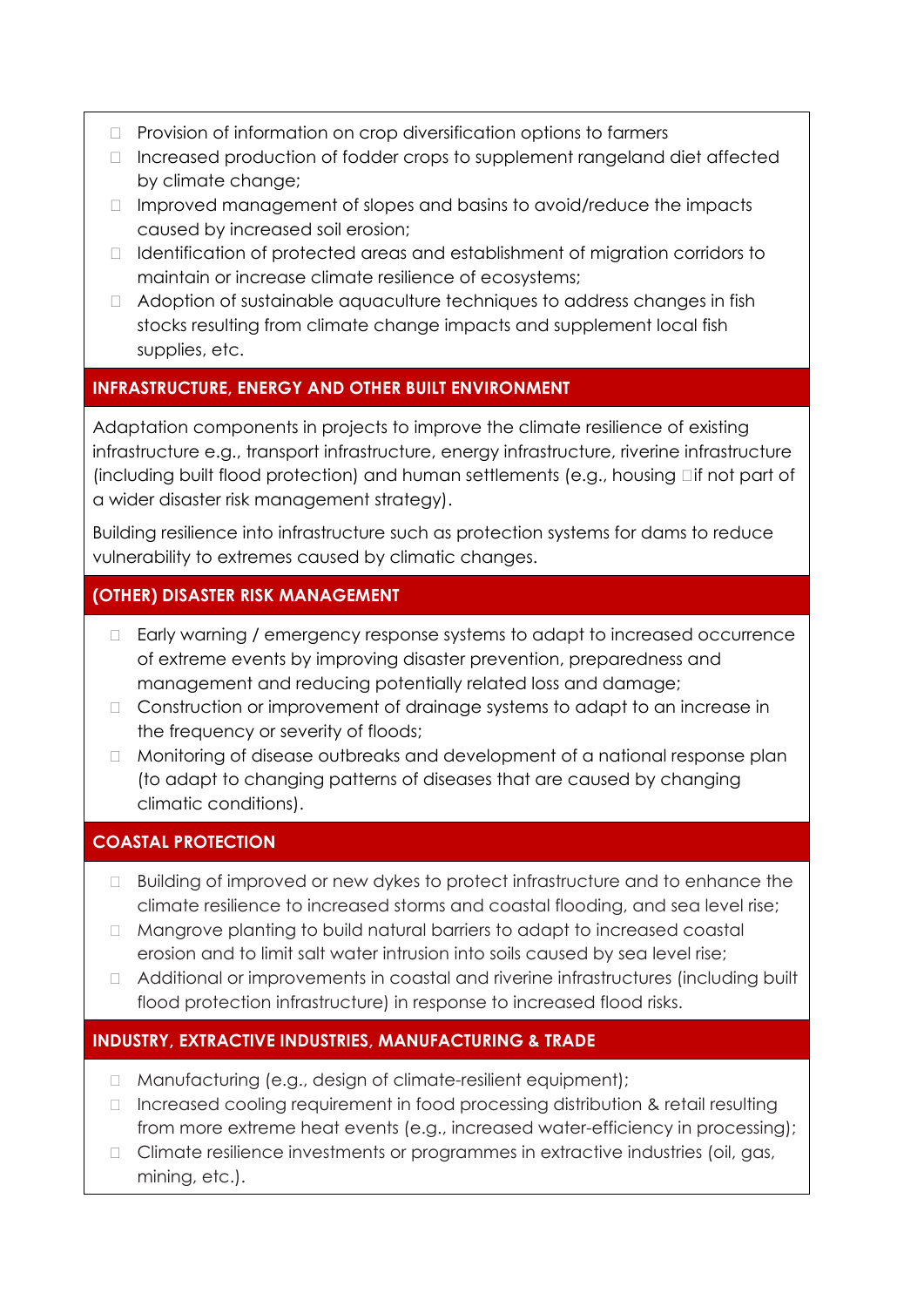- Provision of information on crop diversification options to farmers
- Increased production of fodder crops to supplement rangeland diet affected by climate change;
- Improved management of slopes and basins to avoid/reduce the impacts caused by increased soil erosion;
- Identification of protected areas and establishment of migration corridors to maintain or increase climate resilience of ecosystems;
- Adoption of sustainable aquaculture techniques to address changes in fish stocks resulting from climate change impacts and supplement local fish supplies, etc.

## INFRASTRUCTURE, ENERGY AND OTHER BUILT ENVIRONMENT

Adaptation components in projects to improve the climate resilience of existing infrastructure e.g., transport infrastructure, energy infrastructure, riverine infrastructure (including built flood protection) and human settlements (e.g., housing if not part of a wider disaster risk management strategy).

Building resilience into infrastructure such as protection systems for dams to reduce vulnerability to extremes caused by climatic changes.

## (OTHER) DISASTER RISK MANAGEMENT

- Early warning / emergency response systems to adapt to increased occurrence of extreme events by improving disaster prevention, preparedness and management and reducing potentially related loss and damage;
- Construction or improvement of drainage systems to adapt to an increase in the frequency or severity of floods;
- Monitoring of disease outbreaks and development of a national response plan (to adapt to changing patterns of diseases that are caused by changing climatic conditions).

## COASTAL PROTECTION

- Building of improved or new dykes to protect infrastructure and to enhance the climate resilience to increased storms and coastal flooding, and sea level rise;
- Mangrove planting to build natural barriers to adapt to increased coastal erosion and to limit salt water intrusion into soils caused by sea level rise;
- Additional or improvements in coastal and riverine infrastructures (including built flood protection infrastructure) in response to increased flood risks.

## INDUSTRY, EXTRACTIVE INDUSTRIES, MANUFACTURING & TRADE

- Manufacturing (e.g., design of climate-resilient equipment);
- Increased cooling requirement in food processing distribution & retail resulting from more extreme heat events (e.g., increased water-efficiency in processing);
- Climate resilience investments or programmes in extractive industries (oil, gas, mining, etc.).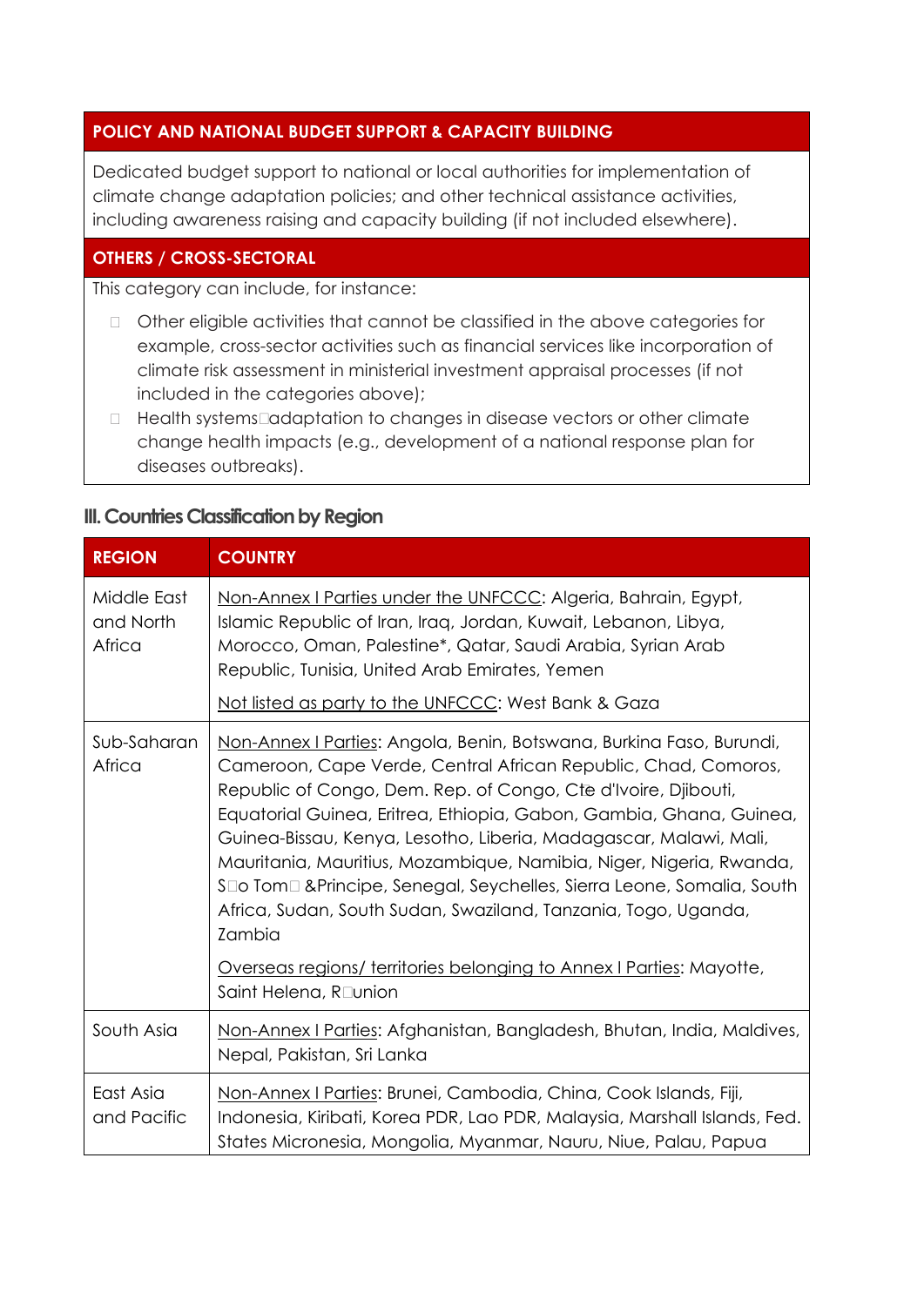| POLICY AND NATIONAL BUDGET SUPPORT & CAPACITY BUILDING |
| --- |
| Dedicated budget support to national or local authorities for implementation of climate change adaptation policies; and other technical assistance activities, including awareness raising and capacity building (if not included elsewhere). |
| **OTHERS / CROSS-SECTORAL** |
| This category can include, for instance:<br>- Other eligible activities that cannot be classified in the above categories for example, cross-sector activities such as financial services like incorporation of climate risk assessment in ministerial investment appraisal processes (if not included in the categories above);<br>- Health systems adaptation to changes in disease vectors or other climate change health impacts (e.g., development of a national response plan for diseases outbreaks). |

## III. Countries Classification by Region

| REGION | COUNTRY |
| --- | --- |
| Middle East and North Africa | Non-Annex I Parties under the UNFCCC: Algeria, Bahrain, Egypt, Islamic Republic of Iran, Iraq, Jordan, Kuwait, Lebanon, Libya, Morocco, Oman, Palestine*, Qatar, Saudi Arabia, Syrian Arab Republic, Tunisia, United Arab Emirates, Yemen<br><br>Not listed as party to the UNFCCC: West Bank & Gaza |
| Sub-Saharan Africa | Non-Annex I Parties: Angola, Benin, Botswana, Burkina Faso, Burundi, Cameroon, Cape Verde, Central African Republic, Chad, Comoros, Republic of Congo, Dem. Rep. of Congo, Cte d'Ivoire, Djibouti, Equatorial Guinea, Eritrea, Ethiopia, Gabon, Gambia, Ghana, Guinea, Guinea-Bissau, Kenya, Lesotho, Liberia, Madagascar, Malawi, Mali, Mauritania, Mauritius, Mozambique, Namibia, Niger, Nigeria, Rwanda, S o Tom &Principe, Senegal, Seychelles, Sierra Leone, Somalia, South Africa, Sudan, South Sudan, Swaziland, Tanzania, Togo, Uganda, Zambia<br><br>Overseas regions/ territories belonging to Annex I Parties: Mayotte, Saint Helena, R union |
| South Asia | Non-Annex I Parties: Afghanistan, Bangladesh, Bhutan, India, Maldives, Nepal, Pakistan, Sri Lanka |
| East Asia and Pacific | Non-Annex I Parties: Brunei, Cambodia, China, Cook Islands, Fiji, Indonesia, Kiribati, Korea PDR, Lao PDR, Malaysia, Marshall Islands, Fed. States Micronesia, Mongolia, Myanmar, Nauru, Niue, Palau, Papua |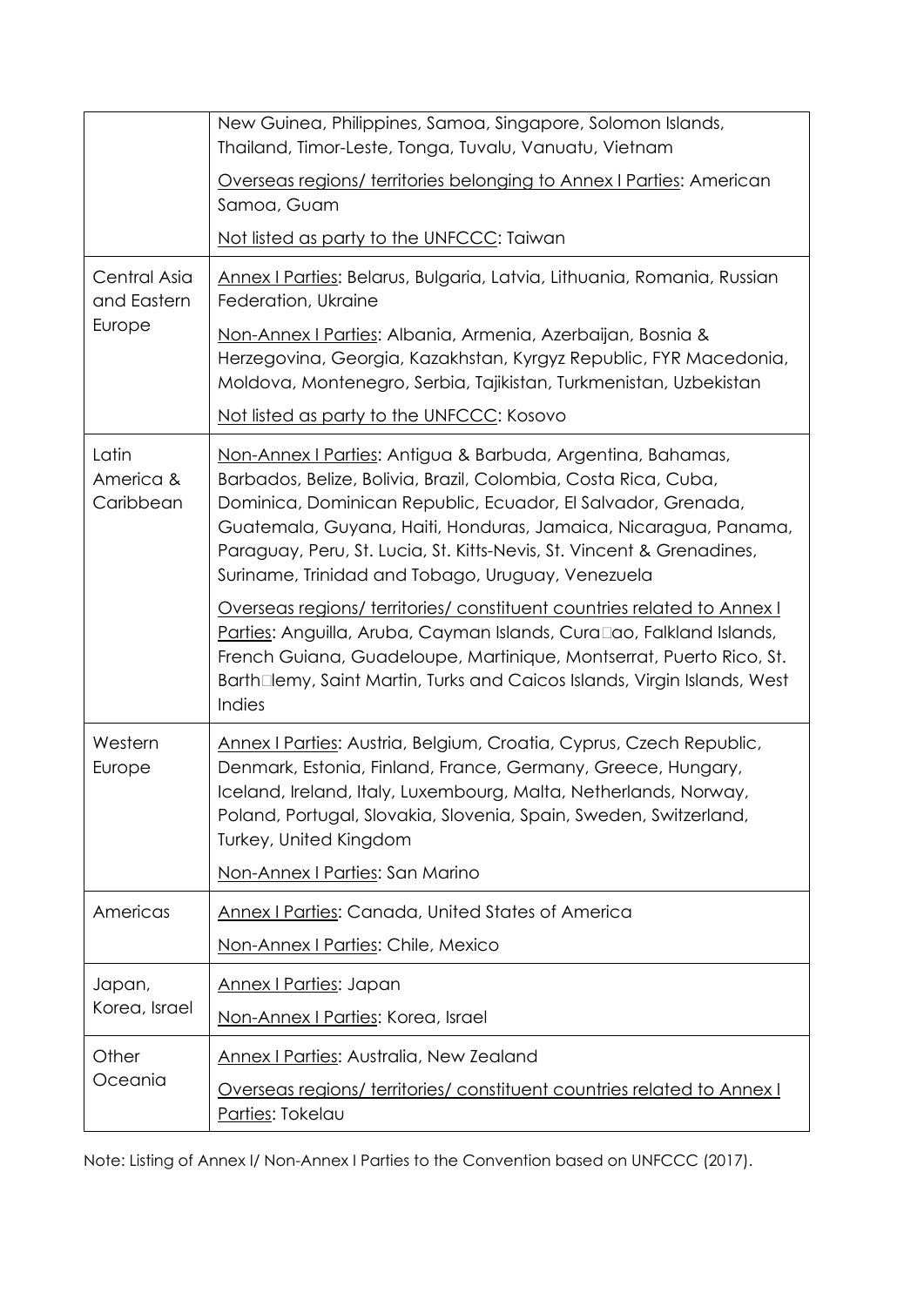| | |
|---|---|
| | New Guinea, Philippines, Samoa, Singapore, Solomon Islands, Thailand, Timor-Leste, Tonga, Tuvalu, Vanuatu, Vietnam<br><br>Overseas regions/ territories belonging to Annex I Parties: American Samoa, Guam<br><br>Not listed as party to the UNFCCC: Taiwan |
| Central Asia and Eastern Europe | Annex I Parties: Belarus, Bulgaria, Latvia, Lithuania, Romania, Russian Federation, Ukraine<br><br>Non-Annex I Parties: Albania, Armenia, Azerbaijan, Bosnia & Herzegovina, Georgia, Kazakhstan, Kyrgyz Republic, FYR Macedonia, Moldova, Montenegro, Serbia, Tajikistan, Turkmenistan, Uzbekistan<br><br>Not listed as party to the UNFCCC: Kosovo |
| Latin America & Caribbean | Non-Annex I Parties: Antigua & Barbuda, Argentina, Bahamas, Barbados, Belize, Bolivia, Brazil, Colombia, Costa Rica, Cuba, Dominica, Dominican Republic, Ecuador, El Salvador, Grenada, Guatemala, Guyana, Haiti, Honduras, Jamaica, Nicaragua, Panama, Paraguay, Peru, St. Lucia, St. Kitts-Nevis, St. Vincent & Grenadines, Suriname, Trinidad and Tobago, Uruguay, Venezuela<br><br>Overseas regions/ territories/ constituent countries related to Annex I Parties: Anguilla, Aruba, Cayman Islands, Cura�ao, Falkland Islands, French Guiana, Guadeloupe, Martinique, Montserrat, Puerto Rico, St. Barth�lemy, Saint Martin, Turks and Caicos Islands, Virgin Islands, West Indies |
| Western Europe | Annex I Parties: Austria, Belgium, Croatia, Cyprus, Czech Republic, Denmark, Estonia, Finland, France, Germany, Greece, Hungary, Iceland, Ireland, Italy, Luxembourg, Malta, Netherlands, Norway, Poland, Portugal, Slovakia, Slovenia, Spain, Sweden, Switzerland, Turkey, United Kingdom<br><br>Non-Annex I Parties: San Marino |
| Americas | Annex I Parties: Canada, United States of America<br><br>Non-Annex I Parties: Chile, Mexico |
| Japan, Korea, Israel | Annex I Parties: Japan<br><br>Non-Annex I Parties: Korea, Israel |
| Other Oceania | Annex I Parties: Australia, New Zealand<br><br>Overseas regions/ territories/ constituent countries related to Annex I Parties: Tokelau |

Note: Listing of Annex I/ Non-Annex I Parties to the Convention based on UNFCCC (2017).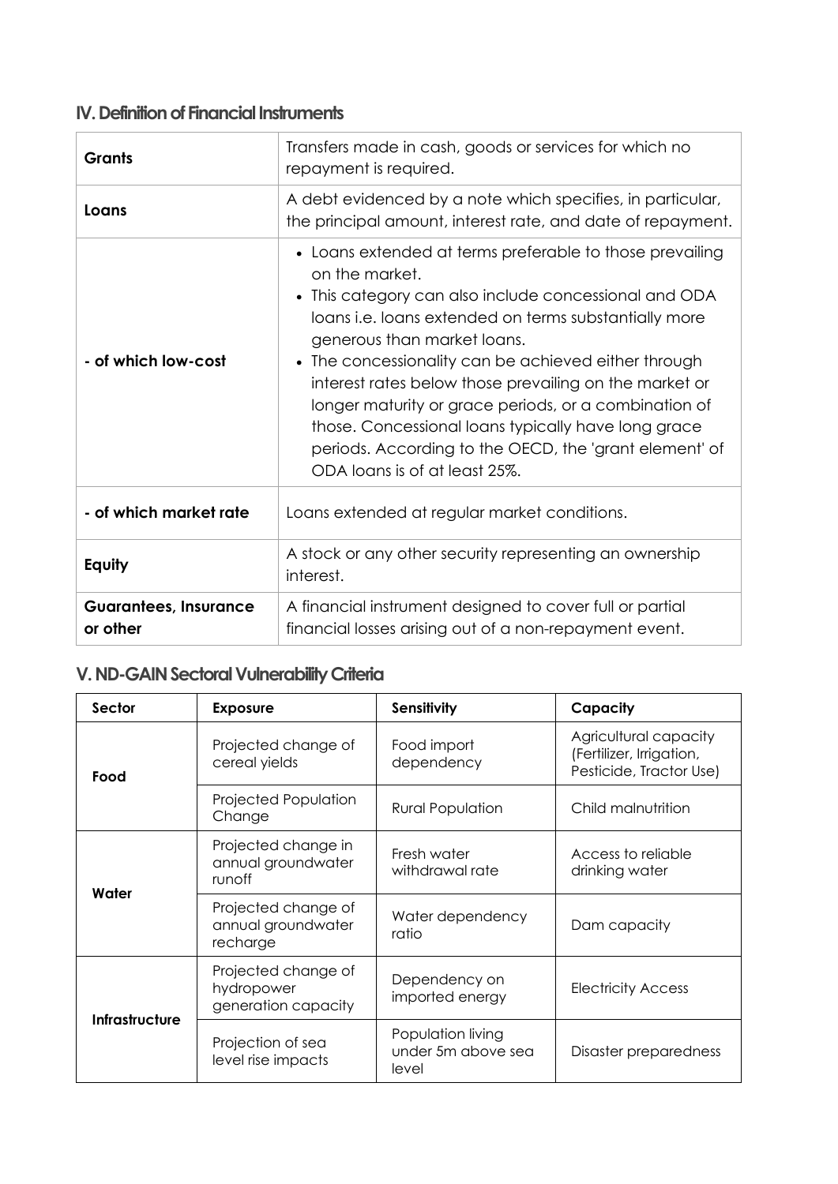## IV. Definition of Financial Instruments

| | |
|---|---|
| **Grants** | Transfers made in cash, goods or services for which no repayment is required. |
| **Loans** | A debt evidenced by a note which specifies, in particular, the principal amount, interest rate, and date of repayment. |
| **- of which low-cost** | • Loans extended at terms preferable to those prevailing on the market. • This category can also include concessional and ODA loans i.e. loans extended on terms substantially more generous than market loans. • The concessionality can be achieved either through interest rates below those prevailing on the market or longer maturity or grace periods, or a combination of those. Concessional loans typically have long grace periods. According to the OECD, the 'grant element' of ODA loans is of at least 25%. |
| **- of which market rate** | Loans extended at regular market conditions. |
| **Equity** | A stock or any other security representing an ownership interest. |
| **Guarantees, Insurance or other** | A financial instrument designed to cover full or partial financial losses arising out of a non-repayment event. |

## V. ND-GAIN Sectoral Vulnerability Criteria

| Sector | Exposure | Sensitivity | Capacity |
|---|---|---|---|
| **Food** | Projected change of cereal yields | Food import dependency | Agricultural capacity (Fertilizer, Irrigation, Pesticide, Tractor Use) |
| | Projected Population Change | Rural Population | Child malnutrition |
| **Water** | Projected change in annual groundwater runoff | Fresh water withdrawal rate | Access to reliable drinking water |
| | Projected change of annual groundwater recharge | Water dependency ratio | Dam capacity |
| **Infrastructure** | Projected change of hydropower generation capacity | Dependency on imported energy | Electricity Access |
| | Projection of sea level rise impacts | Population living under 5m above sea level | Disaster preparedness |